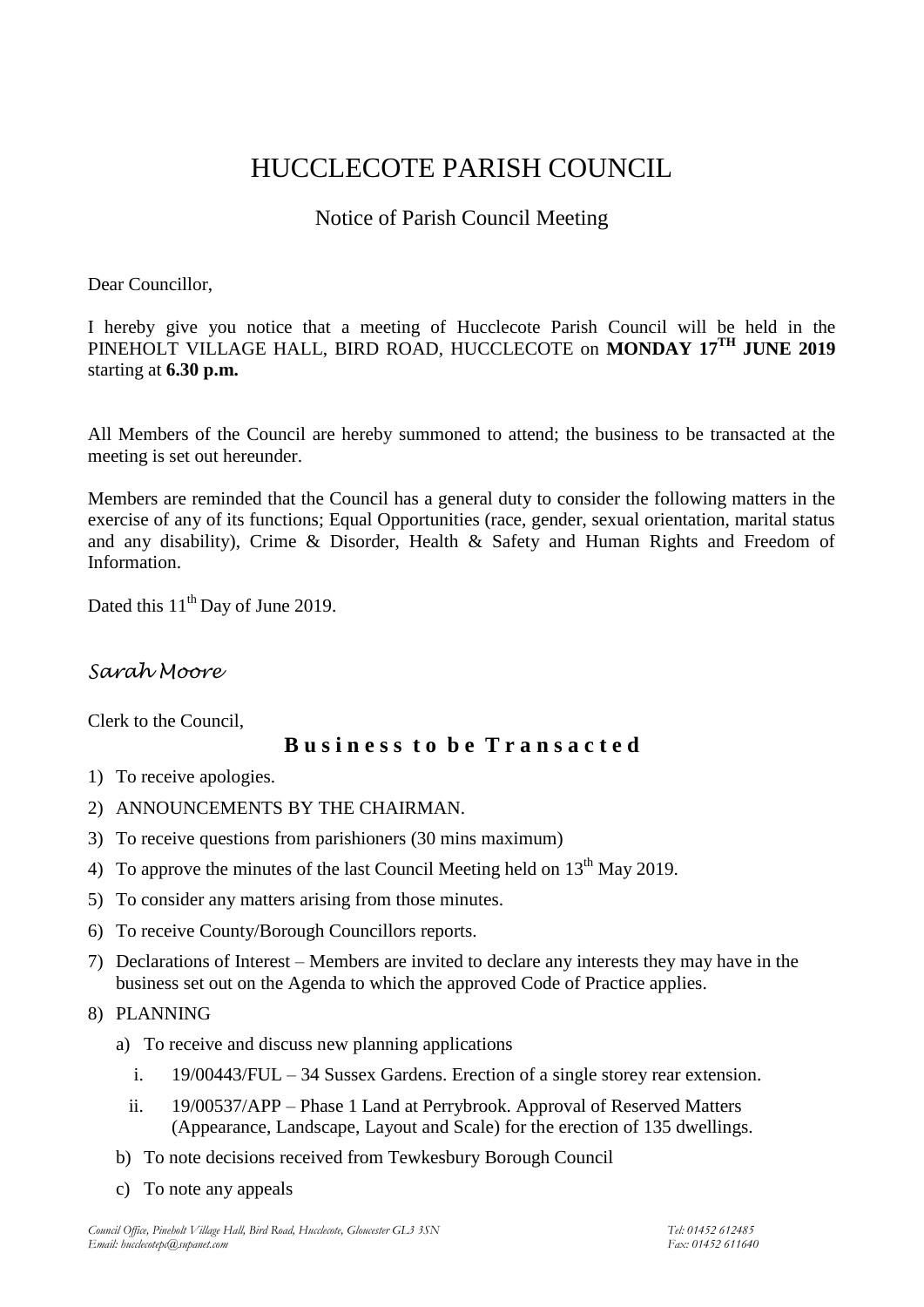# HUCCLECOTE PARISH COUNCIL

## Notice of Parish Council Meeting

Dear Councillor,

I hereby give you notice that a meeting of Hucclecote Parish Council will be held in the PINEHOLT VILLAGE HALL, BIRD ROAD, HUCCLECOTE on **MONDAY 17TH JUNE 2019** starting at **6.30 p.m.**

All Members of the Council are hereby summoned to attend; the business to be transacted at the meeting is set out hereunder.

Members are reminded that the Council has a general duty to consider the following matters in the exercise of any of its functions; Equal Opportunities (race, gender, sexual orientation, marital status and any disability), Crime & Disorder, Health & Safety and Human Rights and Freedom of Information.

Dated this 11th Day of June 2019.

*Sarah Moore*

Clerk to the Council,

### Business to be Transacted

1) To receive apologies.
2) ANNOUNCEMENTS BY THE CHAIRMAN.
3) To receive questions from parishioners (30 mins maximum)
4) To approve the minutes of the last Council Meeting held on 13th May 2019.
5) To consider any matters arising from those minutes.
6) To receive County/Borough Councillors reports.
7) Declarations of Interest – Members are invited to declare any interests they may have in the business set out on the Agenda to which the approved Code of Practice applies.
8) PLANNING
   a) To receive and discuss new planning applications
      i. 19/00443/FUL – 34 Sussex Gardens. Erection of a single storey rear extension.
      ii. 19/00537/APP – Phase 1 Land at Perrybrook. Approval of Reserved Matters (Appearance, Landscape, Layout and Scale) for the erection of 135 dwellings.
   b) To note decisions received from Tewkesbury Borough Council
   c) To note any appeals

*Council Office, Pineholt Village Hall, Bird Road, Hucclecote, Gloucester GL3 3SN* *Tel: 01452 612485*
*Email: hucclecotepc@supanet.com* *Fax: 01452 611640*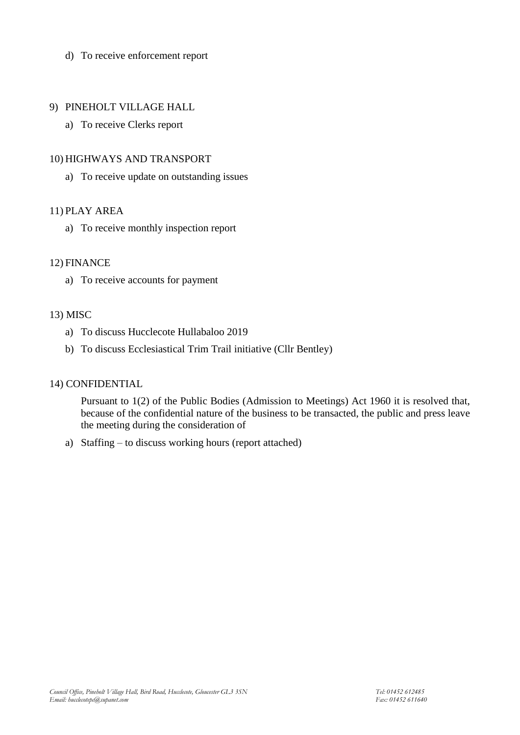d) To receive enforcement report

9) PINEHOLT VILLAGE HALL

a) To receive Clerks report

10) HIGHWAYS AND TRANSPORT

a) To receive update on outstanding issues

11) PLAY AREA

a) To receive monthly inspection report

12) FINANCE

a) To receive accounts for payment

13) MISC

a) To discuss Hucclecote Hullabaloo 2019

b) To discuss Ecclesiastical Trim Trail initiative (Cllr Bentley)

14) CONFIDENTIAL

Pursuant to 1(2) of the Public Bodies (Admission to Meetings) Act 1960 it is resolved that, because of the confidential nature of the business to be transacted, the public and press leave the meeting during the consideration of

a) Staffing – to discuss working hours (report attached)

*Council Office, Pineholt Village Hall, Bird Road, Hucclecote, Gloucester GL3 3SN*
*Email: hucclecotepc@supanet.com*

*Tel: 01452 612485*
*Fax: 01452 611640*